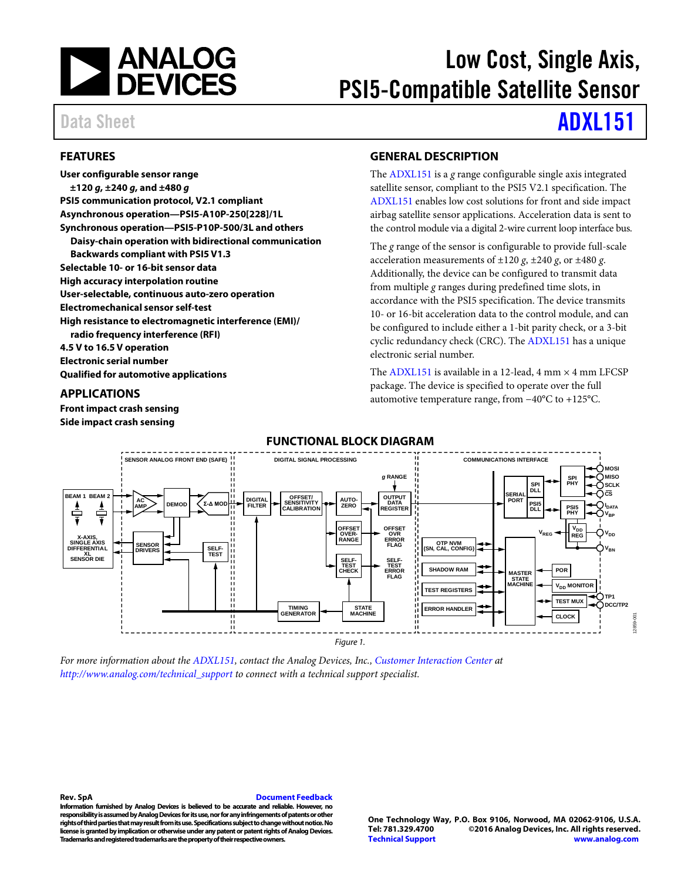# Low Cost, Single Axis, PSI5-Compatible Satellite Sensor

Data Sheet **ADXL151**

## FEATURES

**User configurable sensor range**
- **±120 *g*, ±240 *g*, and ±480 *g***

**PSI5 communication protocol, V2.1 compliant**
**Asynchronous operation—PSI5-A10P-250[228]/1L**
**Synchronous operation—PSI5-P10P-500/3L and others**
- **Daisy-chain operation with bidirectional communication**
- **Backwards compliant with PSI5 V1.3**

**Selectable 10- or 16-bit sensor data**
**High accuracy interpolation routine**
**User-selectable, continuous auto-zero operation**
**Electromechanical sensor self-test**
**High resistance to electromagnetic interference (EMI)/ radio frequency interference (RFI)**
**4.5 V to 16.5 V operation**
**Electronic serial number**
**Qualified for automotive applications**

## APPLICATIONS

**Front impact crash sensing**
**Side impact crash sensing**

## GENERAL DESCRIPTION

The ADXL151 is a *g* range configurable single axis integrated satellite sensor, compliant to the PSI5 V2.1 specification. The ADXL151 enables low cost solutions for front and side impact airbag satellite sensor applications. Acceleration data is sent to the control module via a digital 2-wire current loop interface bus.

The *g* range of the sensor is configurable to provide full-scale acceleration measurements of ±120 *g*, ±240 *g*, or ±480 *g*. Additionally, the device can be configured to transmit data from multiple *g* ranges during predefined time slots, in accordance with the PSI5 specification. The device transmits 10- or 16-bit acceleration data to the control module, and can be configured to include either a 1-bit parity check, or a 3-bit cyclic redundancy check (CRC). The ADXL151 has a unique electronic serial number.

The ADXL151 is available in a 12-lead, 4 mm × 4 mm LFCSP package. The device is specified to operate over the full automotive temperature range, from −40°C to +125°C.

## FUNCTIONAL BLOCK DIAGRAM

*Figure 1.*

*For more information about the ADXL151, contact the Analog Devices, Inc., Customer Interaction Center at http://www.analog.com/technical_support to connect with a technical support specialist.*

**Rev. SpA**
**Document Feedback**
**Information furnished by Analog Devices is believed to be accurate and reliable. However, no responsibility is assumed by Analog Devices for its use, nor for any infringements of patents or other rights of third parties that may result from its use. Specifications subject to change without notice. No license is granted by implication or otherwise under any patent or patent rights of Analog Devices. Trademarks and registered trademarks are the property of their respective owners.**

**One Technology Way, P.O. Box 9106, Norwood, MA 02062-9106, U.S.A.**
**Tel: 781.329.4700 ©2016 Analog Devices, Inc. All rights reserved.**
**Technical Support www.analog.com**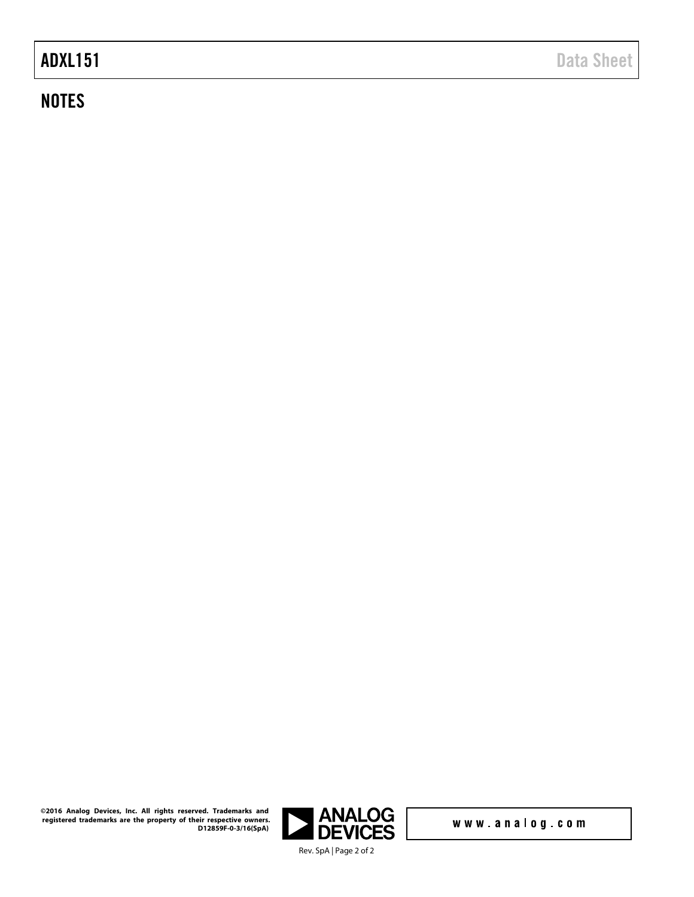## NOTES

©2016 Analog Devices, Inc. All rights reserved. Trademarks and registered trademarks are the property of their respective owners. D12859F-0-3/16(SpA)

www.analog.com